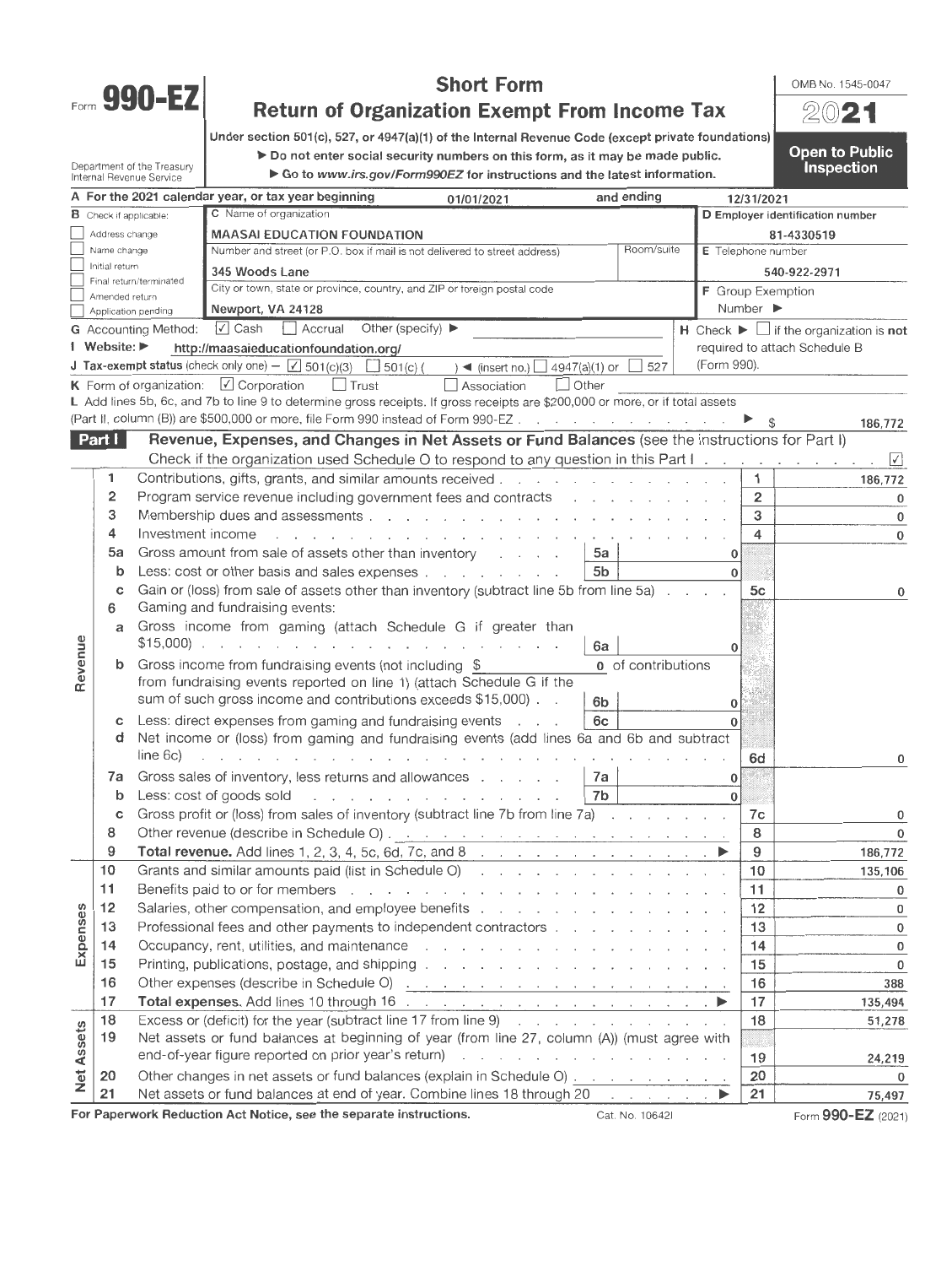# Form 990-EZ

## Short Form
## Return of Organization Exempt From Income Tax

Under section 501(c), 527, or 4947(a)(1) of the Internal Revenue Code (except private foundations)

▶ Do not enter social security numbers on this form, as it may be made public.

▶ Go to *www.irs.gov/Form990EZ* for instructions and the latest information.

Department of the Treasury
Internal Revenue Service

OMB No. 1545-0047

**2021**

**Open to Public Inspection**

**A** For the 2021 calendar year, or tax year beginning 01/01/2021 and ending 12/31/2021

**B** Check if applicable:
- ☐ Address change
- ☐ Name change
- ☐ Initial return
- ☐ Final return/terminated
- ☐ Amended return
- ☐ Application pending

**C** Name of organization: MAASAI EDUCATION FOUNDATION

Number and street (or P.O. box if mail is not delivered to street address): 345 Woods Lane — Room/suite:

City or town, state or province, country, and ZIP or foreign postal code: Newport, VA 24128

**D** Employer identification number: 81-4330519

**E** Telephone number: 540-922-2971

**F** Group Exemption Number ▶

**G** Accounting Method: ☑ Cash ☐ Accrual Other (specify) ▶

**H** Check ▶ ☐ if the organization is **not** required to attach Schedule B (Form 990).

**I** Website: ▶ http://maasaieducationfoundation.org/

**J** Tax-exempt status (check only one) — ☑ 501(c)(3) ☐ 501(c) ( ) ◀ (insert no.) ☐ 4947(a)(1) or ☐ 527

**K** Form of organization: ☑ Corporation ☐ Trust ☐ Association ☐ Other

**L** Add lines 5b, 6c, and 7b to line 9 to determine gross receipts. If gross receipts are $200,000 or more, or if total assets (Part II, column (B)) are $500,000 or more, file Form 990 instead of Form 990-EZ ▶ $ 186,772

## Part I — Revenue, Expenses, and Changes in Net Assets or Fund Balances (see the instructions for Part I)

Check if the organization used Schedule O to respond to any question in this Part I ☑

| Section | Line | Description | Sub-line | Sub-amount | Line | Amount |
|---|---|---|---|---|---|---|
| Revenue | 1 | Contributions, gifts, grants, and similar amounts received | | | 1 | 186,772 |
| | 2 | Program service revenue including government fees and contracts | | | 2 | 0 |
| | 3 | Membership dues and assessments | | | 3 | 0 |
| | 4 | Investment income | | | 4 | 0 |
| | 5a | Gross amount from sale of assets other than inventory | 5a | 0 | | |
| | b | Less: cost or other basis and sales expenses | 5b | 0 | | |
| | c | Gain or (loss) from sale of assets other than inventory (subtract line 5b from line 5a) | | | 5c | 0 |
| | 6 | Gaming and fundraising events: | | | | |
| | a | Gross income from gaming (attach Schedule G if greater than $15,000) | 6a | 0 | | |
| | b | Gross income from fundraising events (not including $ 0 of contributions from fundraising events reported on line 1) (attach Schedule G if the sum of such gross income and contributions exceeds $15,000) | 6b | 0 | | |
| | c | Less: direct expenses from gaming and fundraising events | 6c | 0 | | |
| | d | Net income or (loss) from gaming and fundraising events (add lines 6a and 6b and subtract line 6c) | | | 6d | 0 |
| | 7a | Gross sales of inventory, less returns and allowances | 7a | 0 | | |
| | b | Less: cost of goods sold | 7b | 0 | | |
| | c | Gross profit or (loss) from sales of inventory (subtract line 7b from line 7a) | | | 7c | 0 |
| | 8 | Other revenue (describe in Schedule O) | | | 8 | 0 |
| | 9 | **Total revenue.** Add lines 1, 2, 3, 4, 5c, 6d, 7c, and 8 ▶ | | | 9 | 186,772 |
| Expenses | 10 | Grants and similar amounts paid (list in Schedule O) | | | 10 | 135,106 |
| | 11 | Benefits paid to or for members | | | 11 | 0 |
| | 12 | Salaries, other compensation, and employee benefits | | | 12 | 0 |
| | 13 | Professional fees and other payments to independent contractors | | | 13 | 0 |
| | 14 | Occupancy, rent, utilities, and maintenance | | | 14 | 0 |
| | 15 | Printing, publications, postage, and shipping | | | 15 | 0 |
| | 16 | Other expenses (describe in Schedule O) | | | 16 | 388 |
| | 17 | **Total expenses.** Add lines 10 through 16 ▶ | | | 17 | 135,494 |
| Net Assets | 18 | Excess or (deficit) for the year (subtract line 17 from line 9) | | | 18 | 51,278 |
| | 19 | Net assets or fund balances at beginning of year (from line 27, column (A)) (must agree with end-of-year figure reported on prior year's return) | | | 19 | 24,219 |
| | 20 | Other changes in net assets or fund balances (explain in Schedule O) | | | 20 | 0 |
| | 21 | Net assets or fund balances at end of year. Combine lines 18 through 20 ▶ | | | 21 | 75,497 |

**For Paperwork Reduction Act Notice, see the separate instructions.** Cat. No. 10642I Form **990-EZ** (2021)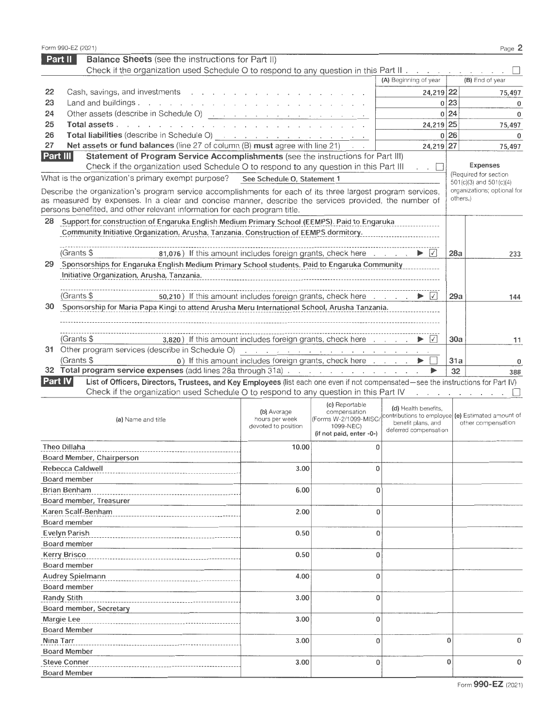Form 990-EZ (2021) Page 2

**Part II** **Balance Sheets** (see the instructions for Part II)

Check if the organization used Schedule O to respond to any question in this Part II . . . ☐

| | | (A) Beginning of year | | (B) End of year |
|---|---|---|---|---|
| 22 | Cash, savings, and investments | 24,219 | 22 | 75,497 |
| 23 | Land and buildings | 0 | 23 | 0 |
| 24 | Other assets (describe in Schedule O) | 0 | 24 | 0 |
| 25 | **Total assets** | 24,219 | 25 | 75,497 |
| 26 | **Total liabilities** (describe in Schedule O) | 0 | 26 | 0 |
| 27 | **Net assets or fund balances** (line 27 of column (B) **must** agree with line 21) | 24,219 | 27 | 75,497 |

**Part III** **Statement of Program Service Accomplishments** (see the instructions for Part III)

Check if the organization used Schedule O to respond to any question in this Part III . . ☐

What is the organization's primary exempt purpose? See Schedule O, Statement 1

Describe the organization's program service accomplishments for each of its three largest program services, as measured by expenses. In a clear and concise manner, describe the services provided, the number of persons benefited, and other relevant information for each program title.

**Expenses** (Required for section 501(c)(3) and 501(c)(4) organizations; optional for others.)

| | | | |
|---|---|---|---|
| 28 | Support for construction of Engaruka English Medium Primary School (EEMPS). Paid to Engaruka Community Initiative Organization, Arusha, Tanzania. Construction of EEMPS dormitory.<br>(Grants $ 81,076 ) If this amount includes foreign grants, check here ▶ ☑ | 28a | 233 |
| 29 | Sponsorships for Engaruka English Medium Primary School students. Paid to Engaruka Community Initiative Organization, Arusha, Tanzania.<br>(Grants $ 50,210 ) If this amount includes foreign grants, check here ▶ ☑ | 29a | 144 |
| 30 | Sponsorship for Maria Papa Kingi to attend Arusha Meru International School, Arusha Tanzania.<br>(Grants $ 3,820 ) If this amount includes foreign grants, check here ▶ ☑ | 30a | 11 |
| 31 | Other program services (describe in Schedule O)<br>(Grants $ 0 ) If this amount includes foreign grants, check here ▶ ☐ | 31a | 0 |
| 32 | **Total program service expenses** (add lines 28a through 31a) ▶ | 32 | 388 |

**Part IV** **List of Officers, Directors, Trustees, and Key Employees** (list each one even if not compensated—see the instructions for Part IV)

Check if the organization used Schedule O to respond to any question in this Part IV ☐

| (a) Name and title | (b) Average hours per week devoted to position | (c) Reportable compensation (Forms W-2/1099-MISC/1099-NEC) (if not paid, enter -0-) | (d) Health benefits, contributions to employee benefit plans, and deferred compensation | (e) Estimated amount of other compensation |
|---|---|---|---|---|
| Theo Dillaha<br>Board Member, Chairperson | 10.00 | 0 | | |
| Rebecca Caldwell<br>Board member | 3.00 | 0 | | |
| Brian Benham<br>Board member, Treasurer | 6.00 | 0 | | |
| Karen Scalf-Benham<br>Board member | 2.00 | 0 | | |
| Evelyn Parish<br>Board member | 0.50 | 0 | | |
| Kerry Brisco<br>Board member | 0.50 | 0 | | |
| Audrey Spielmann<br>Board member | 4.00 | 0 | | |
| Randy Stith<br>Board member, Secretary | 3.00 | 0 | | |
| Margie Lee<br>Board Member | 3.00 | 0 | | |
| Nina Tarr<br>Board Member | 3.00 | 0 | 0 | 0 |
| Steve Conner<br>Board Member | 3.00 | 0 | 0 | 0 |

Form **990-EZ** (2021)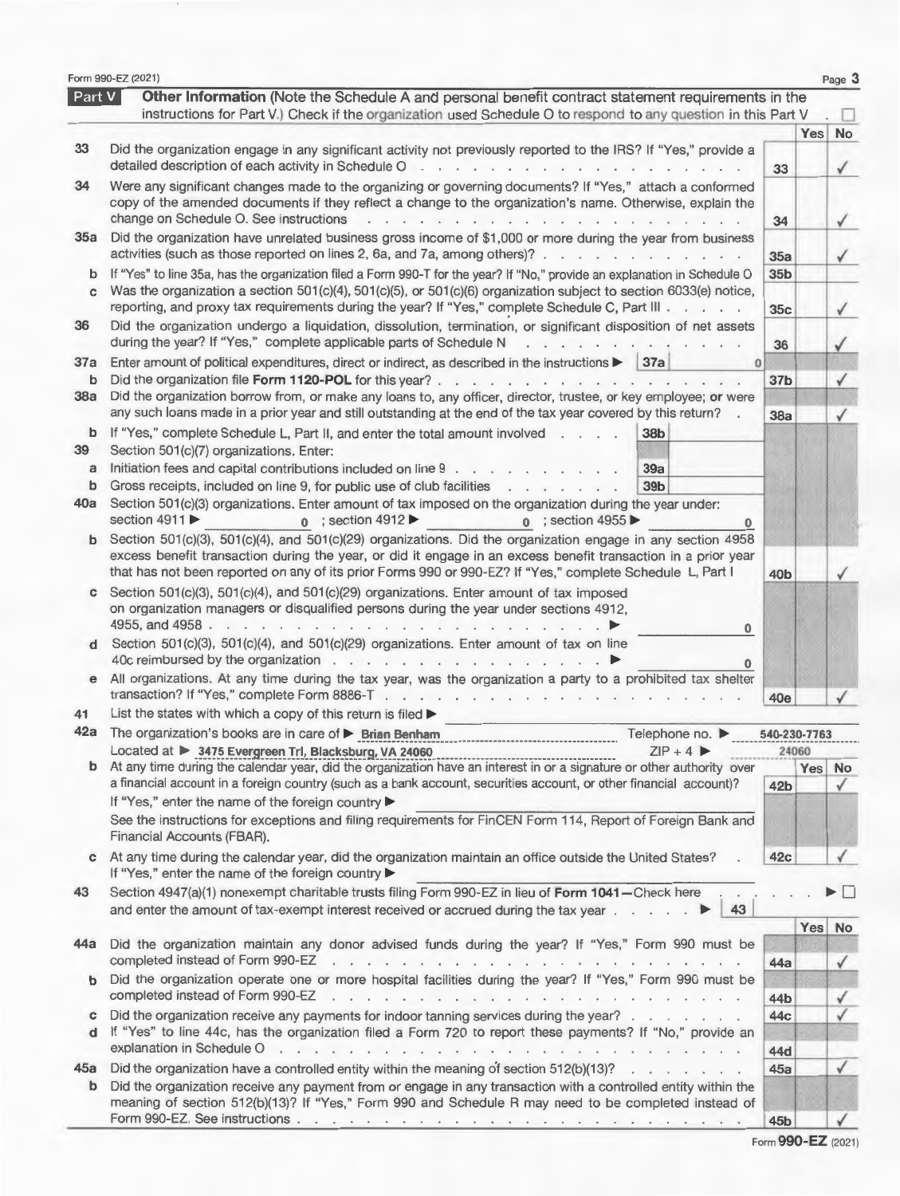Form 990-EZ (2021)

## Part V Other Information

(Note the Schedule A and personal benefit contract statement requirements in the instructions for Part V.) Check if the organization used Schedule O to respond to any question in this Part V . ☐

| | | | Yes | No |
|---|---|---|---|---|
| 33 | Did the organization engage in any significant activity not previously reported to the IRS? If "Yes," provide a detailed description of each activity in Schedule O | 33 | | ✓ |
| 34 | Were any significant changes made to the organizing or governing documents? If "Yes," attach a conformed copy of the amended documents if they reflect a change to the organization's name. Otherwise, explain the change on Schedule O. See instructions | 34 | | ✓ |
| 35a | Did the organization have unrelated business gross income of $1,000 or more during the year from business activities (such as those reported on lines 2, 6a, and 7a, among others)? | 35a | | ✓ |
| b | If "Yes" to line 35a, has the organization filed a Form 990-T for the year? If "No," provide an explanation in Schedule O | 35b | | |
| c | Was the organization a section 501(c)(4), 501(c)(5), or 501(c)(6) organization subject to section 6033(e) notice, reporting, and proxy tax requirements during the year? If "Yes," complete Schedule C, Part III | 35c | | ✓ |
| 36 | Did the organization undergo a liquidation, dissolution, termination, or significant disposition of net assets during the year? If "Yes," complete applicable parts of Schedule N | 36 | | ✓ |
| 37a | Enter amount of political expenditures, direct or indirect, as described in the instructions ▶ 37a 0 | | | |
| b | Did the organization file **Form 1120-POL** for this year? | 37b | | ✓ |
| 38a | Did the organization borrow from, or make any loans to, any officer, director, trustee, or key employee; **or** were any such loans made in a prior year and still outstanding at the end of the tax year covered by this return? | 38a | | ✓ |
| b | If "Yes," complete Schedule L, Part II, and enter the total amount involved 38b | | | |
| 39 | Section 501(c)(7) organizations. Enter: | | | |
| a | Initiation fees and capital contributions included on line 9 39a | | | |
| b | Gross receipts, included on line 9, for public use of club facilities 39b | | | |
| 40a | Section 501(c)(3) organizations. Enter amount of tax imposed on the organization during the year under: section 4911 ▶ 0 ; section 4912 ▶ 0 ; section 4955 ▶ 0 | | | |
| b | Section 501(c)(3), 501(c)(4), and 501(c)(29) organizations. Did the organization engage in any section 4958 excess benefit transaction during the year, or did it engage in an excess benefit transaction in a prior year that has not been reported on any of its prior Forms 990 or 990-EZ? If "Yes," complete Schedule L, Part I | 40b | | ✓ |
| c | Section 501(c)(3), 501(c)(4), and 501(c)(29) organizations. Enter amount of tax imposed on organization managers or disqualified persons during the year under sections 4912, 4955, and 4958 ▶ 0 | | | |
| d | Section 501(c)(3), 501(c)(4), and 501(c)(29) organizations. Enter amount of tax on line 40c reimbursed by the organization ▶ 0 | | | |
| e | All organizations. At any time during the tax year, was the organization a party to a prohibited tax shelter transaction? If "Yes," complete Form 8886-T | 40e | | ✓ |
| 41 | List the states with which a copy of this return is filed ▶ | | | |
| 42a | The organization's books are in care of ▶ Brian Benham Telephone no. ▶ 540-230-7763 | | | |
| | Located at ▶ 3475 Evergreen Trl, Blacksburg, VA 24060 ZIP + 4 ▶ 24060 | | | |
| b | At any time during the calendar year, did the organization have an interest in or a signature or other authority over a financial account in a foreign country (such as a bank account, securities account, or other financial account)? If "Yes," enter the name of the foreign country ▶ See the instructions for exceptions and filing requirements for FinCEN Form 114, Report of Foreign Bank and Financial Accounts (FBAR). | 42b | | ✓ |
| c | At any time during the calendar year, did the organization maintain an office outside the United States? If "Yes," enter the name of the foreign country ▶ | 42c | | ✓ |
| 43 | Section 4947(a)(1) nonexempt charitable trusts filing Form 990-EZ in lieu of **Form 1041**—Check here ▶ ☐ and enter the amount of tax-exempt interest received or accrued during the tax year ▶ 43 | | | |
| 44a | Did the organization maintain any donor advised funds during the year? If "Yes," Form 990 must be completed instead of Form 990-EZ | 44a | | ✓ |
| b | Did the organization operate one or more hospital facilities during the year? If "Yes," Form 990 must be completed instead of Form 990-EZ | 44b | | ✓ |
| c | Did the organization receive any payments for indoor tanning services during the year? | 44c | | ✓ |
| d | If "Yes" to line 44c, has the organization filed a Form 720 to report these payments? If "No," provide an explanation in Schedule O | 44d | | |
| 45a | Did the organization have a controlled entity within the meaning of section 512(b)(13)? | 45a | | ✓ |
| b | Did the organization receive any payment from or engage in any transaction with a controlled entity within the meaning of section 512(b)(13)? If "Yes," Form 990 and Schedule R may need to be completed instead of Form 990-EZ. See instructions | 45b | | ✓ |

Form **990-EZ** (2021)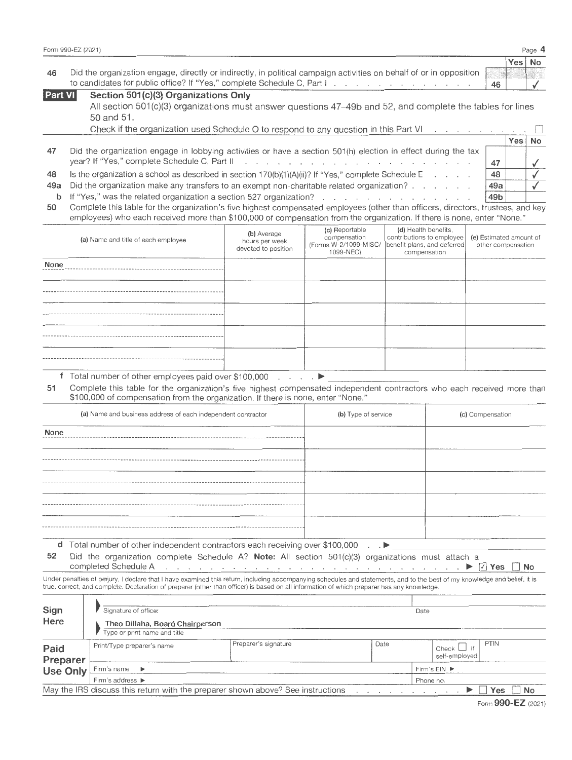Form 990-EZ (2021) Page 4

| | | | Yes | No |
|---|---|---|---|---|
| 46 | Did the organization engage, directly or indirectly, in political campaign activities on behalf of or in opposition to candidates for public office? If "Yes," complete Schedule C, Part I | 46 | | ✓ |

## Part VI Section 501(c)(3) Organizations Only

All section 501(c)(3) organizations must answer questions 47–49b and 52, and complete the tables for lines 50 and 51.

Check if the organization used Schedule O to respond to any question in this Part VI ☐

| | | | Yes | No |
|---|---|---|---|---|
| 47 | Did the organization engage in lobbying activities or have a section 501(h) election in effect during the tax year? If "Yes," complete Schedule C, Part II | 47 | | ✓ |
| 48 | Is the organization a school as described in section 170(b)(1)(A)(ii)? If "Yes," complete Schedule E | 48 | | ✓ |
| 49a | Did the organization make any transfers to an exempt non-charitable related organization? | 49a | | ✓ |
| b | If "Yes," was the related organization a section 527 organization? | 49b | | |

**50** Complete this table for the organization's five highest compensated employees (other than officers, directors, trustees, and key employees) who each received more than $100,000 of compensation from the organization. If there is none, enter "None."

| (a) Name and title of each employee | (b) Average hours per week devoted to position | (c) Reportable compensation (Forms W-2/1099-MISC/ 1099-NEC) | (d) Health benefits, contributions to employee benefit plans, and deferred compensation | (e) Estimated amount of other compensation |
|---|---|---|---|---|
| None | | | | |
| | | | | |
| | | | | |
| | | | | |
| | | | | |

**f** Total number of other employees paid over $100,000 ▶

**51** Complete this table for the organization's five highest compensated independent contractors who each received more than $100,000 of compensation from the organization. If there is none, enter "None."

| (a) Name and business address of each independent contractor | (b) Type of service | (c) Compensation |
|---|---|---|
| None | | |
| | | |
| | | |
| | | |
| | | |

**d** Total number of other independent contractors each receiving over $100,000 ▶

**52** Did the organization complete Schedule A? **Note:** All section 501(c)(3) organizations must attach a completed Schedule A ▶ ☑ Yes ☐ No

Under penalties of perjury, I declare that I have examined this return, including accompanying schedules and statements, and to the best of my knowledge and belief, it is true, correct, and complete. Declaration of preparer (other than officer) is based on all information of which preparer has any knowledge.

**Sign Here**

Signature of officer | Date

Theo Dillaha, Board Chairperson
Type or print name and title

| **Paid Preparer Use Only** | Print/Type preparer's name | Preparer's signature | Date | Check ☐ if self-employed | PTIN |
|---|---|---|---|---|---|
| | Firm's name ▶ | | | Firm's EIN ▶ | |
| | Firm's address ▶ | | | Phone no. | |

May the IRS discuss this return with the preparer shown above? See instructions ▶ ☐ Yes ☐ No

Form **990-EZ** (2021)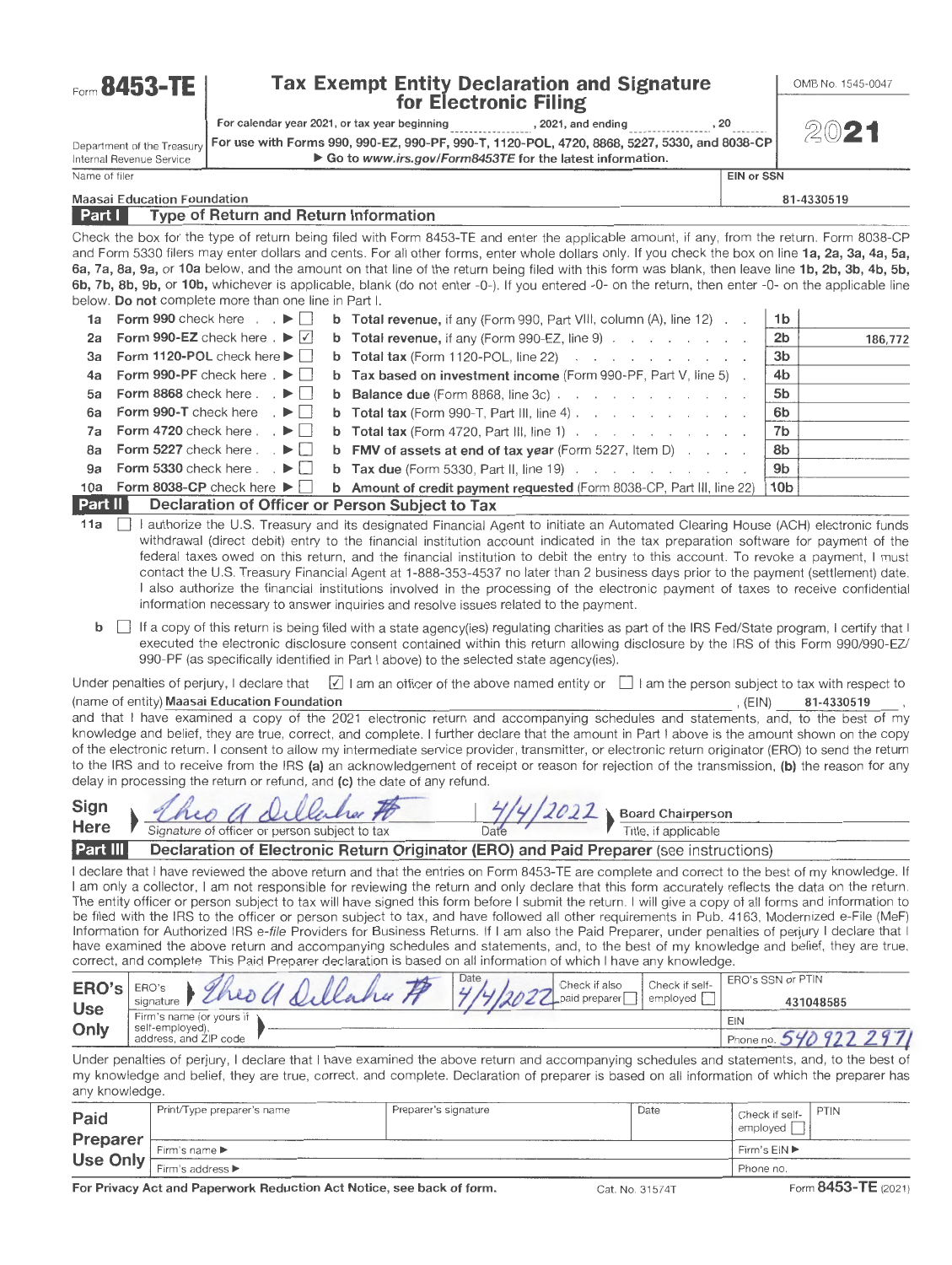# Form 8453-TE

## Tax Exempt Entity Declaration and Signature for Electronic Filing

For calendar year 2021, or tax year beginning ____________, 2021, and ending ____________, 20____

For use with Forms 990, 990-EZ, 990-PF, 990-T, 1120-POL, 4720, 8868, 5227, 5330, and 8038-CP

▶ Go to *www.irs.gov/Form8453TE* for the latest information.

Department of the Treasury
Internal Revenue Service

OMB No. 1545-0047

2021

Name of filer: **Maasai Education Foundation**

EIN or SSN: **81-4330519**

### Part I Type of Return and Return Information

Check the box for the type of return being filed with Form 8453-TE and enter the applicable amount, if any, from the return. Form 8038-CP and Form 5330 filers may enter dollars and cents. For all other forms, enter whole dollars only. If you check the box on line **1a, 2a, 3a, 4a, 5a, 6a, 7a, 8a, 9a,** or **10a** below, and the amount on that line of the return being filed with this form was blank, then leave line **1b, 2b, 3b, 4b, 5b, 6b, 7b, 8b, 9b,** or **10b,** whichever is applicable, blank (do not enter -0-). If you entered -0- on the return, then enter -0- on the applicable line below. **Do not** complete more than one line in Part I.

| Line | Form | Check | Description | Line | Amount |
|---|---|---|---|---|---|
| 1a | Form 990 check here | ☐ | **b** Total revenue, if any (Form 990, Part VIII, column (A), line 12) | 1b | |
| 2a | Form 990-EZ check here | ☑ | **b** Total revenue, if any (Form 990-EZ, line 9) | 2b | 186,772 |
| 3a | Form 1120-POL check here | ☐ | **b** Total tax (Form 1120-POL, line 22) | 3b | |
| 4a | Form 990-PF check here | ☐ | **b** Tax based on investment income (Form 990-PF, Part V, line 5) | 4b | |
| 5a | Form 8868 check here | ☐ | **b** Balance due (Form 8868, line 3c) | 5b | |
| 6a | Form 990-T check here | ☐ | **b** Total tax (Form 990-T, Part III, line 4) | 6b | |
| 7a | Form 4720 check here | ☐ | **b** Total tax (Form 4720, Part III, line 1) | 7b | |
| 8a | Form 5227 check here | ☐ | **b** FMV of assets at end of tax year (Form 5227, Item D) | 8b | |
| 9a | Form 5330 check here | ☐ | **b** Tax due (Form 5330, Part II, line 19) | 9b | |
| 10a | Form 8038-CP check here | ☐ | **b** Amount of credit payment requested (Form 8038-CP, Part III, line 22) | 10b | |

### Part II Declaration of Officer or Person Subject to Tax

**11a** ☐ I authorize the U.S. Treasury and its designated Financial Agent to initiate an Automated Clearing House (ACH) electronic funds withdrawal (direct debit) entry to the financial institution account indicated in the tax preparation software for payment of the federal taxes owed on this return, and the financial institution to debit the entry to this account. To revoke a payment, I must contact the U.S. Treasury Financial Agent at 1-888-353-4537 no later than 2 business days prior to the payment (settlement) date. I also authorize the financial institutions involved in the processing of the electronic payment of taxes to receive confidential information necessary to answer inquiries and resolve issues related to the payment.

**b** ☐ If a copy of this return is being filed with a state agency(ies) regulating charities as part of the IRS Fed/State program, I certify that I executed the electronic disclosure consent contained within this return allowing disclosure by the IRS of this Form 990/990-EZ/990-PF (as specifically identified in Part I above) to the selected state agency(ies).

Under penalties of perjury, I declare that ☑ I am an officer of the above named entity or ☐ I am the person subject to tax with respect to (name of entity) **Maasai Education Foundation**, (EIN) **81-4330519**, and that I have examined a copy of the 2021 electronic return and accompanying schedules and statements, and, to the best of my knowledge and belief, they are true, correct, and complete. I further declare that the amount in Part I above is the amount shown on the copy of the electronic return. I consent to allow my intermediate service provider, transmitter, or electronic return originator (ERO) to send the return to the IRS and to receive from the IRS **(a)** an acknowledgement of receipt or reason for rejection of the transmission, **(b)** the reason for any delay in processing the return or refund, and **(c)** the date of any refund.

**Sign Here**

Signature of officer or person subject to tax: Theo A Dillahu FB

Date: 4/4/2022

Title, if applicable: **Board Chairperson**

### Part III Declaration of Electronic Return Originator (ERO) and Paid Preparer (see instructions)

I declare that I have reviewed the above return and that the entries on Form 8453-TE are complete and correct to the best of my knowledge. If I am only a collector, I am not responsible for reviewing the return and only declare that this form accurately reflects the data on the return. The entity officer or person subject to tax will have signed this form before I submit the return. I will give a copy of all forms and information to be filed with the IRS to the officer or person subject to tax, and have followed all other requirements in Pub. 4163, Modernized e-File (MeF) Information for Authorized IRS *e-file* Providers for Business Returns. If I am also the Paid Preparer, under penalties of perjury I declare that I have examined the above return and accompanying schedules and statements, and, to the best of my knowledge and belief, they are true, correct and complete. This Paid Preparer declaration is based on all information of which I have any knowledge.

**ERO's Use Only**

| ERO's signature | Date | Check if also paid preparer | Check if self-employed | ERO's SSN or PTIN |
|---|---|---|---|---|
| Theo A Dillahu FB | 4/4/2022 | ☐ | ☐ | 431048585 |
| Firm's name (or yours if self-employed), address, and ZIP code | | | EIN | |
| | | | Phone no. 540 922 2971 | |

Under penalties of perjury, I declare that I have examined the above return and accompanying schedules and statements, and, to the best of my knowledge and belief, they are true, correct, and complete. Declaration of preparer is based on all information of which the preparer has any knowledge.

**Paid Preparer Use Only**

| Print/Type preparer's name | Preparer's signature | Date | Check if self-employed ☐ | PTIN |
|---|---|---|---|---|
| Firm's name ▶ | | | Firm's EIN ▶ | |
| Firm's address ▶ | | | Phone no. | |

For Privacy Act and Paperwork Reduction Act Notice, see back of form.

Cat. No. 31574T

Form **8453-TE** (2021)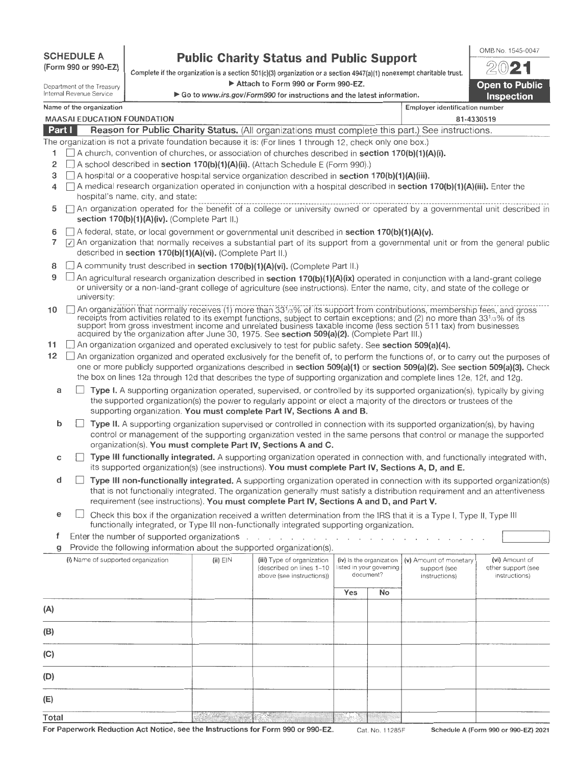**SCHEDULE A**
**(Form 990 or 990-EZ)**

Department of the Treasury
Internal Revenue Service

# Public Charity Status and Public Support

Complete if the organization is a section 501(c)(3) organization or a section 4947(a)(1) nonexempt charitable trust.

▶ Attach to Form 990 or Form 990-EZ.

▶ Go to *www.irs.gov/Form990* for instructions and the latest information.

OMB No. 1545-0047

**2021**

**Open to Public Inspection**

| Name of the organization | Employer identification number |
|---|---|
| MAASAI EDUCATION FOUNDATION | 81-4330519 |

## Part I — Reason for Public Charity Status. (All organizations must complete this part.) See instructions.

The organization is not a private foundation because it is: (For lines 1 through 12, check only one box.)

1. ☐ A church, convention of churches, or association of churches described in **section 170(b)(1)(A)(i).**
2. ☐ A school described in **section 170(b)(1)(A)(ii).** (Attach Schedule E (Form 990).)
3. ☐ A hospital or a cooperative hospital service organization described in **section 170(b)(1)(A)(iii).**
4. ☐ A medical research organization operated in conjunction with a hospital described in **section 170(b)(1)(A)(iii).** Enter the hospital's name, city, and state:
5. ☐ An organization operated for the benefit of a college or university owned or operated by a governmental unit described in **section 170(b)(1)(A)(iv).** (Complete Part II.)
6. ☐ A federal, state, or local government or governmental unit described in **section 170(b)(1)(A)(v).**
7. ☑ An organization that normally receives a substantial part of its support from a governmental unit or from the general public described in **section 170(b)(1)(A)(vi).** (Complete Part II.)
8. ☐ A community trust described in **section 170(b)(1)(A)(vi).** (Complete Part II.)
9. ☐ An agricultural research organization described in **section 170(b)(1)(A)(ix)** operated in conjunction with a land-grant college or university or a non-land-grant college of agriculture (see instructions). Enter the name, city, and state of the college or university:
10. ☐ An organization that normally receives (1) more than 33⅓% of its support from contributions, membership fees, and gross receipts from activities related to its exempt functions, subject to certain exceptions; and (2) no more than 33⅓% of its support from gross investment income and unrelated business taxable income (less section 511 tax) from businesses acquired by the organization after June 30, 1975. See **section 509(a)(2).** (Complete Part III.)
11. ☐ An organization organized and operated exclusively to test for public safety. See **section 509(a)(4).**
12. ☐ An organization organized and operated exclusively for the benefit of, to perform the functions of, or to carry out the purposes of one or more publicly supported organizations described in **section 509(a)(1)** or **section 509(a)(2).** See **section 509(a)(3).** Check the box on lines 12a through 12d that describes the type of supporting organization and complete lines 12e, 12f, and 12g.
   - **a** ☐ **Type I.** A supporting organization operated, supervised, or controlled by its supported organization(s), typically by giving the supported organization(s) the power to regularly appoint or elect a majority of the directors or trustees of the supporting organization. **You must complete Part IV, Sections A and B.**
   - **b** ☐ **Type II.** A supporting organization supervised or controlled in connection with its supported organization(s), by having control or management of the supporting organization vested in the same persons that control or manage the supported organization(s). **You must complete Part IV, Sections A and C.**
   - **c** ☐ **Type III functionally integrated.** A supporting organization operated in connection with, and functionally integrated with, its supported organization(s) (see instructions). **You must complete Part IV, Sections A, D, and E.**
   - **d** ☐ **Type III non-functionally integrated.** A supporting organization operated in connection with its supported organization(s) that is not functionally integrated. The organization generally must satisfy a distribution requirement and an attentiveness requirement (see instructions). **You must complete Part IV, Sections A and D, and Part V.**
   - **e** ☐ Check this box if the organization received a written determination from the IRS that it is a Type I, Type II, Type III functionally integrated, or Type III non-functionally integrated supporting organization.
   - **f** Enter the number of supported organizations
   - **g** Provide the following information about the supported organization(s).

| (i) Name of supported organization | (ii) EIN | (iii) Type of organization (described on lines 1–10 above (see instructions)) | (iv) Is the organization listed in your governing document? Yes | No | (v) Amount of monetary support (see instructions) | (vi) Amount of other support (see instructions) |
|---|---|---|---|---|---|---|
| (A) | | | | | | |
| (B) | | | | | | |
| (C) | | | | | | |
| (D) | | | | | | |
| (E) | | | | | | |
| Total | | | | | | |

**For Paperwork Reduction Act Notice, see the Instructions for Form 990 or 990-EZ.** Cat. No. 11285F **Schedule A (Form 990 or 990-EZ) 2021**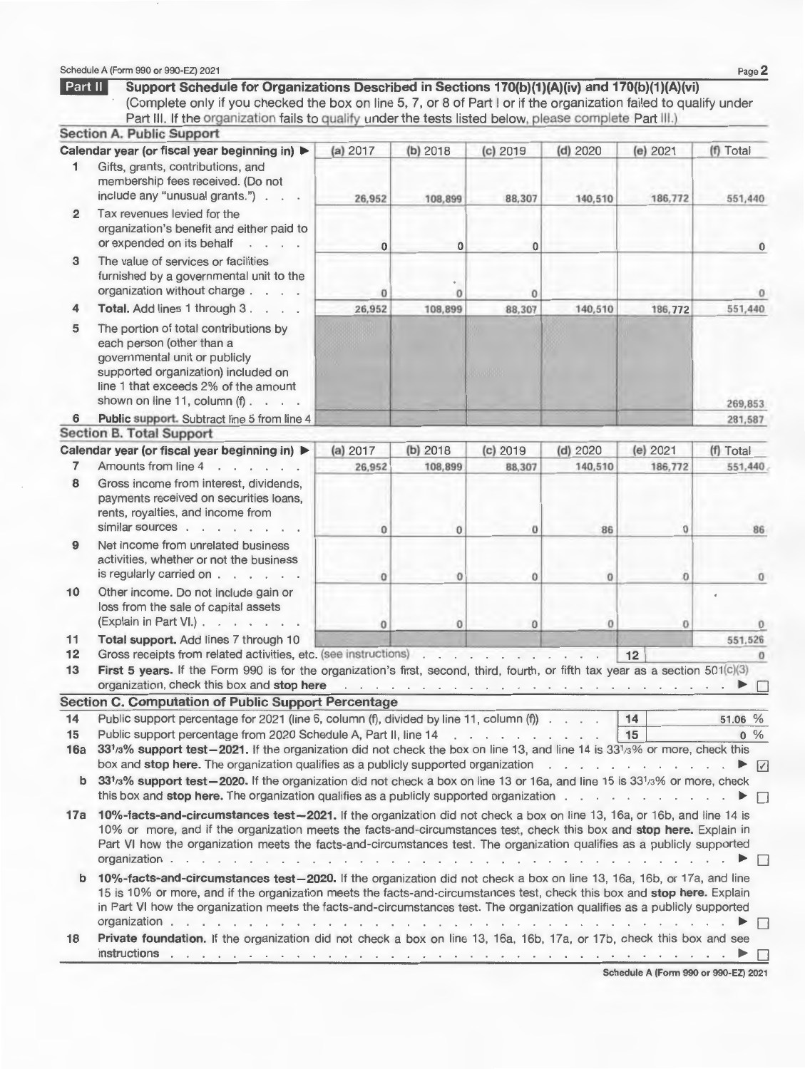Schedule A (Form 990 or 990-EZ) 2021

## Part II Support Schedule for Organizations Described in Sections 170(b)(1)(A)(iv) and 170(b)(1)(A)(vi)

(Complete only if you checked the box on line 5, 7, or 8 of Part I or if the organization failed to qualify under Part III. If the organization fails to qualify under the tests listed below, please complete Part III.)

### Section A. Public Support

| Calendar year (or fiscal year beginning in) ▶ | (a) 2017 | (b) 2018 | (c) 2019 | (d) 2020 | (e) 2021 | (f) Total |
|---|---|---|---|---|---|---|
| **1** Gifts, grants, contributions, and membership fees received. (Do not include any "unusual grants.") | 26,952 | 108,899 | 88,307 | 140,510 | 186,772 | 551,440 |
| **2** Tax revenues levied for the organization's benefit and either paid to or expended on its behalf | 0 | 0 | 0 | | | 0 |
| **3** The value of services or facilities furnished by a governmental unit to the organization without charge | 0 | 0 | 0 | | | 0 |
| **4 Total.** Add lines 1 through 3 | 26,952 | 108,899 | 88,307 | 140,510 | 186,772 | 551,440 |
| **5** The portion of total contributions by each person (other than a governmental unit or publicly supported organization) included on line 1 that exceeds 2% of the amount shown on line 11, column (f) | | | | | | 269,853 |
| **6 Public support.** Subtract line 5 from line 4 | | | | | | 281,587 |

### Section B. Total Support

| Calendar year (or fiscal year beginning in) ▶ | (a) 2017 | (b) 2018 | (c) 2019 | (d) 2020 | (e) 2021 | (f) Total |
|---|---|---|---|---|---|---|
| **7** Amounts from line 4 | 26,952 | 108,899 | 88,307 | 140,510 | 186,772 | 551,440 |
| **8** Gross income from interest, dividends, payments received on securities loans, rents, royalties, and income from similar sources | 0 | 0 | 0 | 86 | 0 | 86 |
| **9** Net income from unrelated business activities, whether or not the business is regularly carried on | 0 | 0 | 0 | 0 | 0 | 0 |
| **10** Other income. Do not include gain or loss from the sale of capital assets (Explain in Part VI.) | 0 | 0 | 0 | 0 | 0 | 0 |
| **11 Total support.** Add lines 7 through 10 | | | | | | 551,526 |

**12** Gross receipts from related activities, etc. (see instructions) . . . **12** 0

**13 First 5 years.** If the Form 990 is for the organization's first, second, third, fourth, or fifth tax year as a section 501(c)(3) organization, check this box and **stop here** . . . ▶ ☐

### Section C. Computation of Public Support Percentage

**14** Public support percentage for 2021 (line 6, column (f), divided by line 11, column (f)) . . . **14** 51.06 %

**15** Public support percentage from 2020 Schedule A, Part II, line 14 . . . **15** 0 %

**16a 33⅓% support test—2021.** If the organization did not check the box on line 13, and line 14 is 33⅓% or more, check this box and **stop here.** The organization qualifies as a publicly supported organization . . . ▶ ☑

**b 33⅓% support test—2020.** If the organization did not check a box on line 13 or 16a, and line 15 is 33⅓% or more, check this box and **stop here.** The organization qualifies as a publicly supported organization . . . ▶ ☐

**17a 10%-facts-and-circumstances test—2021.** If the organization did not check a box on line 13, 16a, or 16b, and line 14 is 10% or more, and if the organization meets the facts-and-circumstances test, check this box and **stop here.** Explain in Part VI how the organization meets the facts-and-circumstances test. The organization qualifies as a publicly supported organization . . . ▶ ☐

**b 10%-facts-and-circumstances test—2020.** If the organization did not check a box on line 13, 16a, 16b, or 17a, and line 15 is 10% or more, and if the organization meets the facts-and-circumstances test, check this box and **stop here.** Explain in Part VI how the organization meets the facts-and-circumstances test. The organization qualifies as a publicly supported organization . . . ▶ ☐

**18 Private foundation.** If the organization did not check a box on line 13, 16a, 16b, 17a, or 17b, check this box and see instructions . . . ▶ ☐

Schedule A (Form 990 or 990-EZ) 2021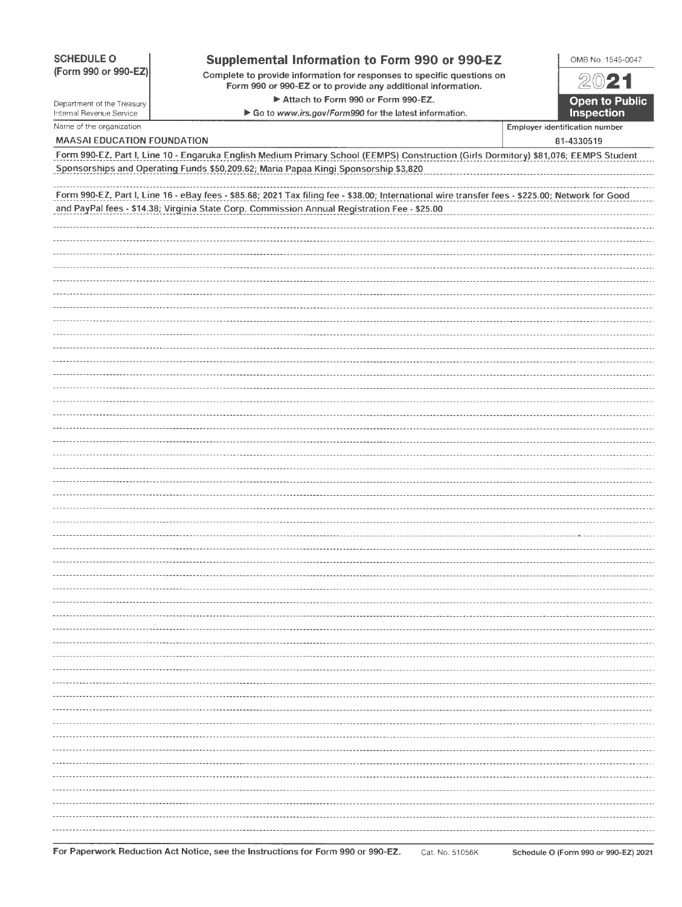**SCHEDULE O (Form 990 or 990-EZ)**

Department of the Treasury
Internal Revenue Service

# Supplemental Information to Form 990 or 990-EZ

**Complete to provide information for responses to specific questions on Form 990 or 990-EZ or to provide any additional information.**

**▶ Attach to Form 990 or Form 990-EZ.**

**▶ Go to *www.irs.gov/Form990* for the latest information.**

OMB No. 1545-0047

**2021**

**Open to Public Inspection**

| Name of the organization | Employer identification number |
| --- | --- |
| MAASAI EDUCATION FOUNDATION | 81-4330519 |

Form 990-EZ, Part I, Line 10 - Engaruka English Medium Primary School (EEMPS) Construction (Girls Dormitory) $81,076; EEMPS Student Sponsorships and Operating Funds $50,209.62; Maria Papaa Kingi Sponsorship $3,820

Form 990-EZ, Part I, Line 16 - eBay fees - $85.68; 2021 Tax filing fee - $38.00; International wire transfer fees - $225.00; Network for Good and PayPal fees - $14.38; Virginia State Corp. Commission Annual Registration Fee - $25.00

**For Paperwork Reduction Act Notice, see the Instructions for Form 990 or 990-EZ.** Cat. No. 51056K **Schedule O (Form 990 or 990-EZ) 2021**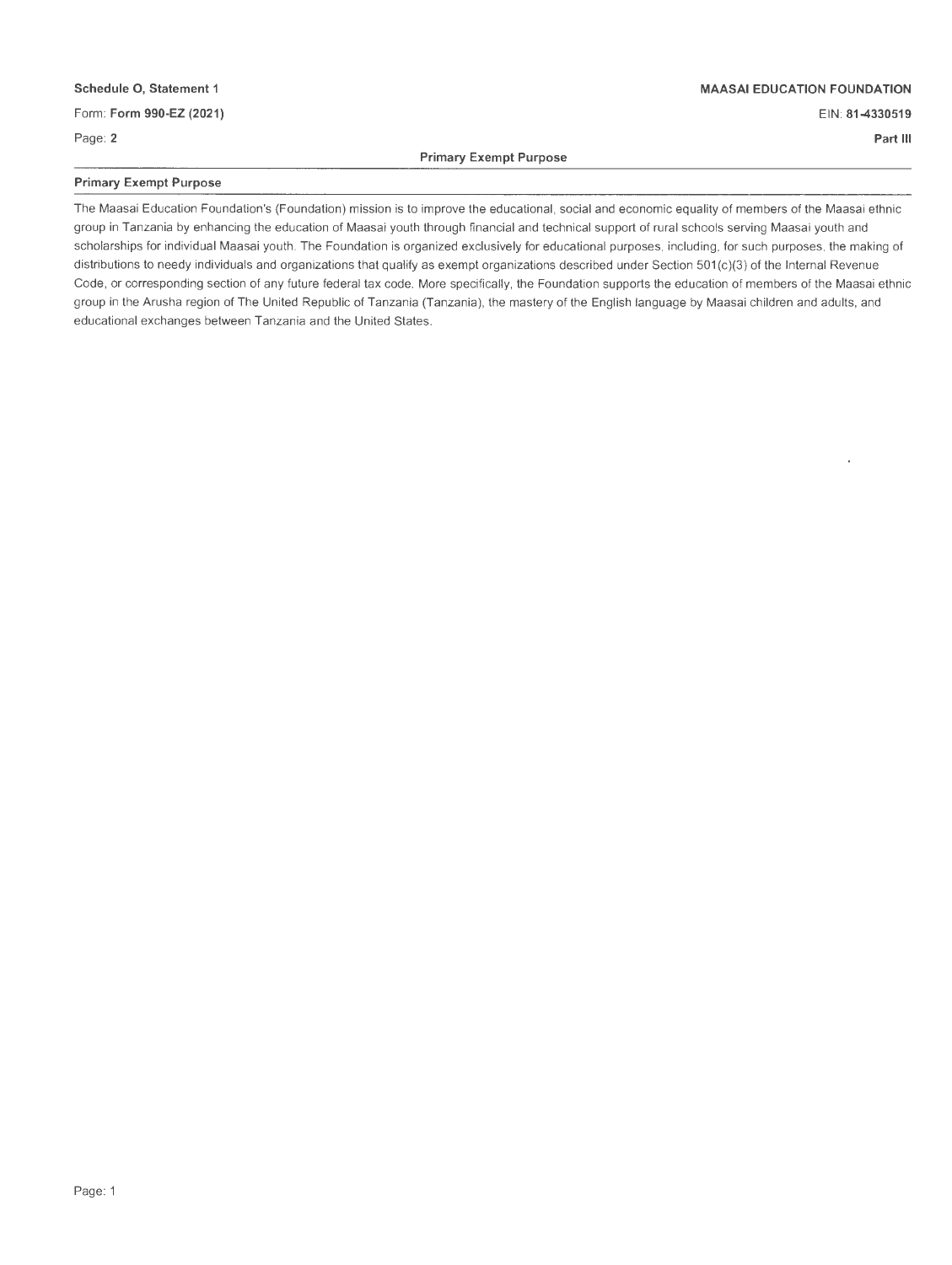Schedule O, Statement 1

Form: **Form 990-EZ (2021)**

Page: **2**

**MAASAI EDUCATION FOUNDATION**

EIN: **81-4330519**

**Part III**

**Primary Exempt Purpose**

## Primary Exempt Purpose

The Maasai Education Foundation's (Foundation) mission is to improve the educational, social and economic equality of members of the Maasai ethnic group in Tanzania by enhancing the education of Maasai youth through financial and technical support of rural schools serving Maasai youth and scholarships for individual Maasai youth. The Foundation is organized exclusively for educational purposes, including, for such purposes, the making of distributions to needy individuals and organizations that qualify as exempt organizations described under Section 501(c)(3) of the Internal Revenue Code, or corresponding section of any future federal tax code. More specifically, the Foundation supports the education of members of the Maasai ethnic group in the Arusha region of The United Republic of Tanzania (Tanzania), the mastery of the English language by Maasai children and adults, and educational exchanges between Tanzania and the United States.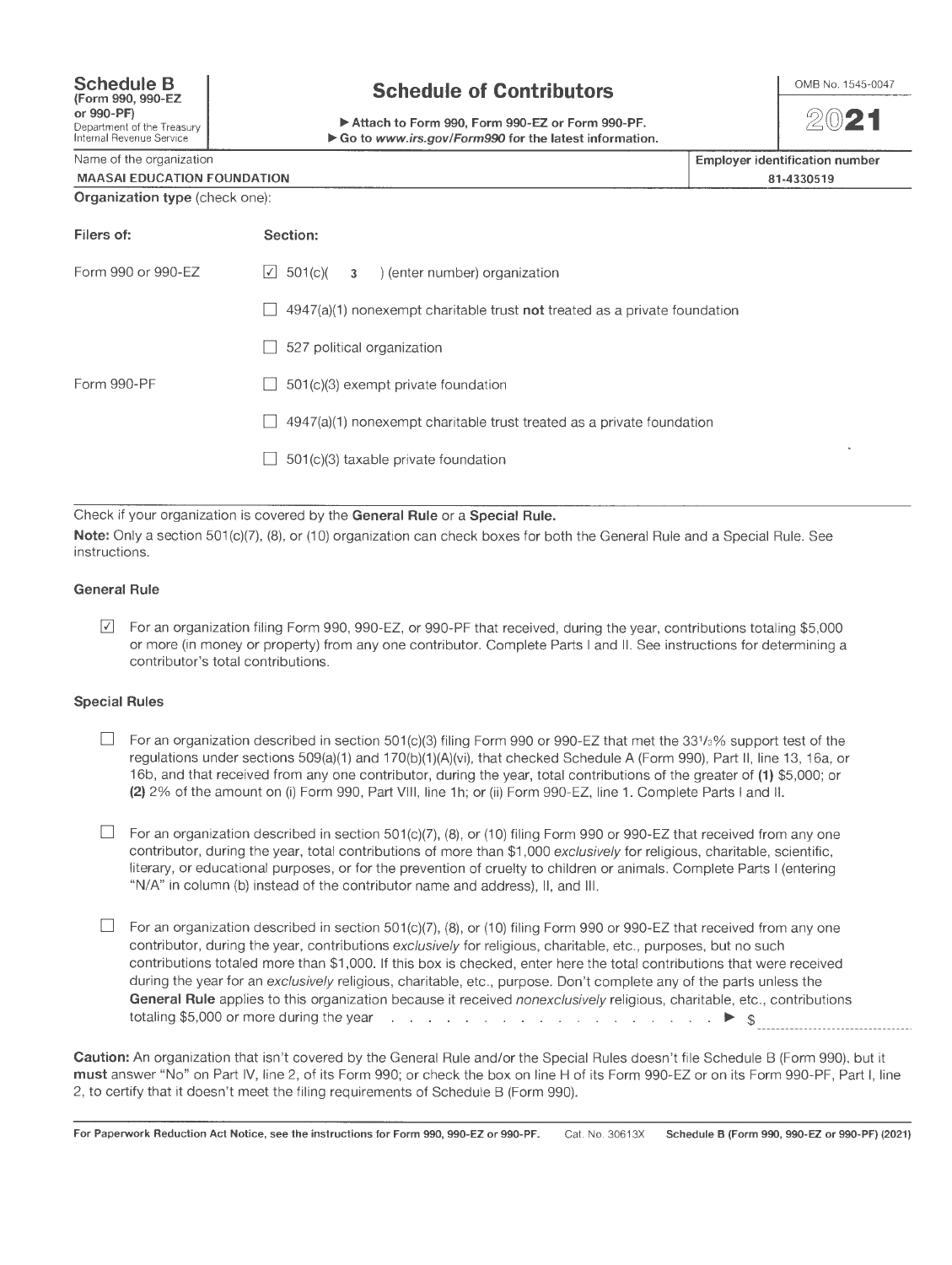**Schedule B** (Form 990, 990-EZ or 990-PF)
Department of the Treasury
Internal Revenue Service

# Schedule of Contributors

▶ Attach to Form 990, Form 990-EZ or Form 990-PF.
▶ Go to *www.irs.gov/Form990* for the latest information.

OMB No. 1545-0047

**2021**

| Name of the organization | Employer identification number |
|---|---|
| MAASAI EDUCATION FOUNDATION | 81-4330519 |

**Organization type** (check one):

| Filers of: | Section: |
|---|---|
| Form 990 or 990-EZ | ☑ 501(c)( 3 ) (enter number) organization |
| | ☐ 4947(a)(1) nonexempt charitable trust **not** treated as a private foundation |
| | ☐ 527 political organization |
| Form 990-PF | ☐ 501(c)(3) exempt private foundation |
| | ☐ 4947(a)(1) nonexempt charitable trust treated as a private foundation |
| | ☐ 501(c)(3) taxable private foundation |

Check if your organization is covered by the **General Rule** or a **Special Rule.**

**Note:** Only a section 501(c)(7), (8), or (10) organization can check boxes for both the General Rule and a Special Rule. See instructions.

### General Rule

☑ For an organization filing Form 990, 990-EZ, or 990-PF that received, during the year, contributions totaling $5,000 or more (in money or property) from any one contributor. Complete Parts I and II. See instructions for determining a contributor's total contributions.

### Special Rules

☐ For an organization described in section 501(c)(3) filing Form 990 or 990-EZ that met the 33 1/3% support test of the regulations under sections 509(a)(1) and 170(b)(1)(A)(vi), that checked Schedule A (Form 990), Part II, line 13, 16a, or 16b, and that received from any one contributor, during the year, total contributions of the greater of **(1)** $5,000; or **(2)** 2% of the amount on (i) Form 990, Part VIII, line 1h; or (ii) Form 990-EZ, line 1. Complete Parts I and II.

☐ For an organization described in section 501(c)(7), (8), or (10) filing Form 990 or 990-EZ that received from any one contributor, during the year, total contributions of more than $1,000 *exclusively* for religious, charitable, scientific, literary, or educational purposes, or for the prevention of cruelty to children or animals. Complete Parts I (entering "N/A" in column (b) instead of the contributor name and address), II, and III.

☐ For an organization described in section 501(c)(7), (8), or (10) filing Form 990 or 990-EZ that received from any one contributor, during the year, contributions *exclusively* for religious, charitable, etc., purposes, but no such contributions totaled more than $1,000. If this box is checked, enter here the total contributions that were received during the year for an *exclusively* religious, charitable, etc., purpose. Don't complete any of the parts unless the **General Rule** applies to this organization because it received *nonexclusively* religious, charitable, etc., contributions totaling $5,000 or more during the year . . . . . . . . . . . . . . . . . . . . ▶ $ ______________

**Caution:** An organization that isn't covered by the General Rule and/or the Special Rules doesn't file Schedule B (Form 990), but it **must** answer "No" on Part IV, line 2, of its Form 990; or check the box on line H of its Form 990-EZ or on its Form 990-PF, Part I, line 2, to certify that it doesn't meet the filing requirements of Schedule B (Form 990).

**For Paperwork Reduction Act Notice, see the instructions for Form 990, 990-EZ or 990-PF.** Cat. No. 30613X **Schedule B (Form 990, 990-EZ or 990-PF) (2021)**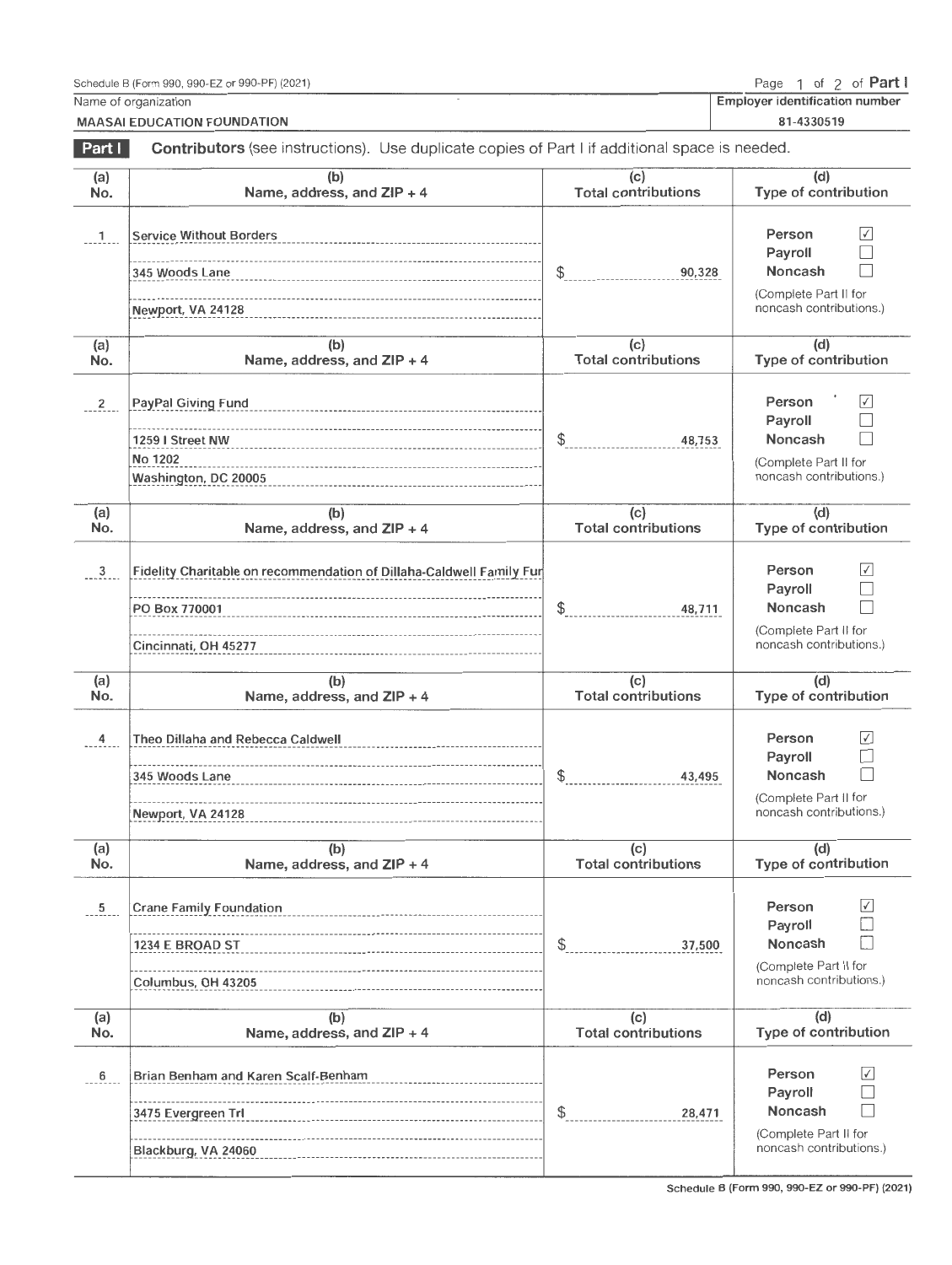Schedule B (Form 990, 990-EZ or 990-PF) (2021)

Page 1 of 2 of **Part I**

| Name of organization | Employer identification number |
|---|---|
| MAASAI EDUCATION FOUNDATION | 81-4330519 |

**Part I** **Contributors** (see instructions). Use duplicate copies of Part I if additional space is needed.

| (a) No. | (b) Name, address, and ZIP + 4 | (c) Total contributions | (d) Type of contribution |
|---|---|---|---|
| 1 | Service Without Borders<br>345 Woods Lane<br>Newport, VA 24128 | $ 90,328 | Person ☑<br>Payroll ☐<br>Noncash ☐<br>(Complete Part II for noncash contributions.) |
| 2 | PayPal Giving Fund<br>1259 I Street NW<br>No 1202<br>Washington, DC 20005 | $ 48,753 | Person ☑<br>Payroll ☐<br>Noncash ☐<br>(Complete Part II for noncash contributions.) |
| 3 | Fidelity Charitable on recommendation of Dillaha-Caldwell Family Fur<br>PO Box 770001<br>Cincinnati, OH 45277 | $ 48,711 | Person ☑<br>Payroll ☐<br>Noncash ☐<br>(Complete Part II for noncash contributions.) |
| 4 | Theo Dillaha and Rebecca Caldwell<br>345 Woods Lane<br>Newport, VA 24128 | $ 43,495 | Person ☑<br>Payroll ☐<br>Noncash ☐<br>(Complete Part II for noncash contributions.) |
| 5 | Crane Family Foundation<br>1234 E BROAD ST<br>Columbus, OH 43205 | $ 37,500 | Person ☑<br>Payroll ☐<br>Noncash ☐<br>(Complete Part II for noncash contributions.) |
| 6 | Brian Benham and Karen Scalf-Benham<br>3475 Evergreen Trl<br>Blackburg, VA 24060 | $ 28,471 | Person ☑<br>Payroll ☐<br>Noncash ☐<br>(Complete Part II for noncash contributions.) |

Schedule B (Form 990, 990-EZ or 990-PF) (2021)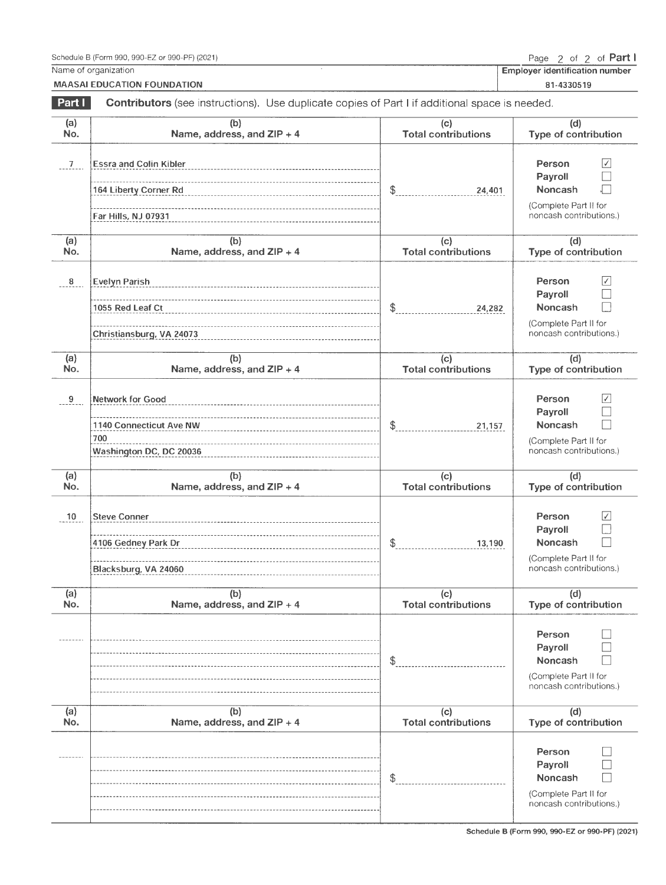Schedule B (Form 990, 990-EZ or 990-PF) (2021)

Name of organization: MAASAI EDUCATION FOUNDATION

Employer identification number: 81-4330519

## Part I — Contributors (see instructions). Use duplicate copies of Part I if additional space is needed.

| (a) No. | (b) Name, address, and ZIP + 4 | (c) Total contributions | (d) Type of contribution |
|---|---|---|---|
| 7 | Essra and Colin Kibler<br>164 Liberty Corner Rd<br>Far Hills, NJ 07931 | $ 24,401 | Person ☑<br>Payroll ☐<br>Noncash ☐<br>(Complete Part II for noncash contributions.) |
| 8 | Evelyn Parish<br>1055 Red Leaf Ct<br>Christiansburg, VA 24073 | $ 24,282 | Person ☑<br>Payroll ☐<br>Noncash ☐<br>(Complete Part II for noncash contributions.) |
| 9 | Network for Good<br>1140 Connecticut Ave NW<br>700<br>Washington DC, DC 20036 | $ 21,157 | Person ☑<br>Payroll ☐<br>Noncash ☐<br>(Complete Part II for noncash contributions.) |
| 10 | Steve Conner<br>4106 Gedney Park Dr<br>Blacksburg, VA 24060 | $ 13,190 | Person ☑<br>Payroll ☐<br>Noncash ☐<br>(Complete Part II for noncash contributions.) |
| | | $ | Person ☐<br>Payroll ☐<br>Noncash ☐<br>(Complete Part II for noncash contributions.) |
| | | $ | Person ☐<br>Payroll ☐<br>Noncash ☐<br>(Complete Part II for noncash contributions.) |

Schedule B (Form 990, 990-EZ or 990-PF) (2021)